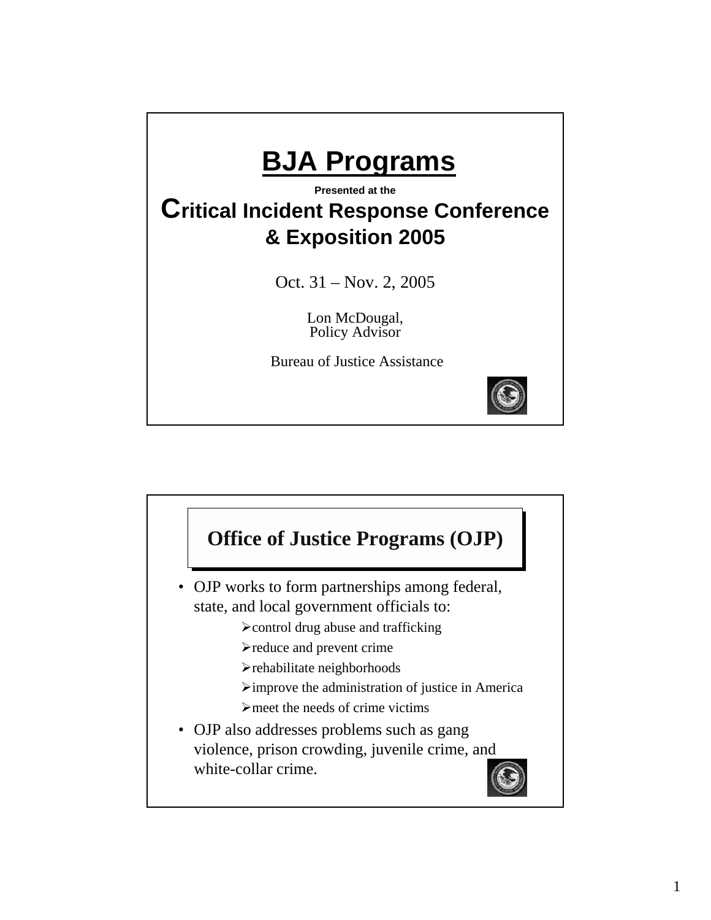# BJA Programs

**Presented at the**

## Critical Incident Response Conference & Exposition 2005

Oct. 31 – Nov. 2, 2005

Lon McDougal,
Policy Advisor

Bureau of Justice Assistance

## Office of Justice Programs (OJP)

- OJP works to form partnerships among federal, state, and local government officials to:
  - control drug abuse and trafficking
  - reduce and prevent crime
  - rehabilitate neighborhoods
  - improve the administration of justice in America
  - meet the needs of crime victims
- OJP also addresses problems such as gang violence, prison crowding, juvenile crime, and white-collar crime.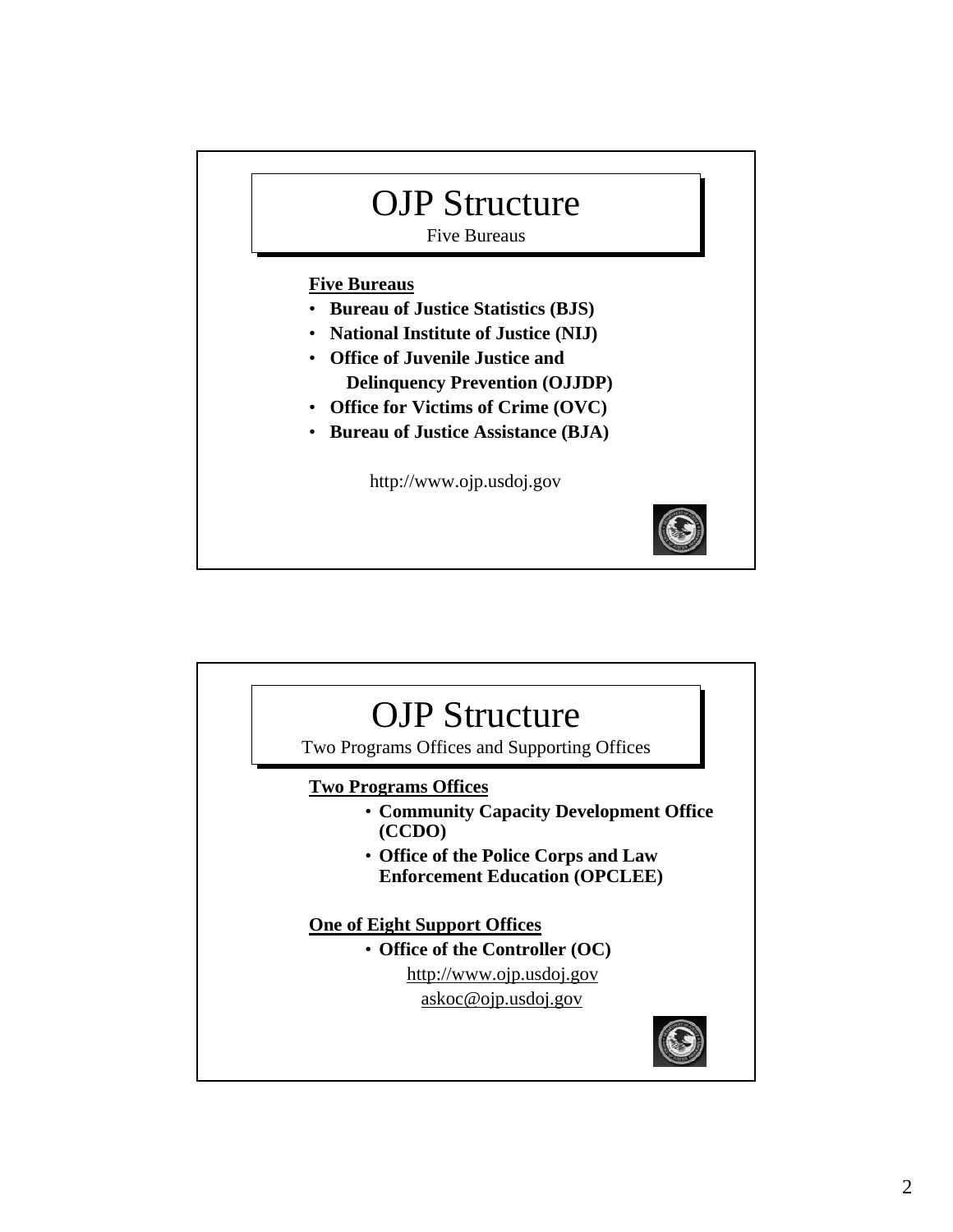# OJP Structure

Five Bureaus

**Five Bureaus**

- **Bureau of Justice Statistics (BJS)**
- **National Institute of Justice (NIJ)**
- **Office of Juvenile Justice and Delinquency Prevention (OJJDP)**
- **Office for Victims of Crime (OVC)**
- **Bureau of Justice Assistance (BJA)**

http://www.ojp.usdoj.gov

# OJP Structure

Two Programs Offices and Supporting Offices

**Two Programs Offices**

- **Community Capacity Development Office (CCDO)**
- **Office of the Police Corps and Law Enforcement Education (OPCLEE)**

**One of Eight Support Offices**

- **Office of the Controller (OC)**

http://www.ojp.usdoj.gov

askoc@ojp.usdoj.gov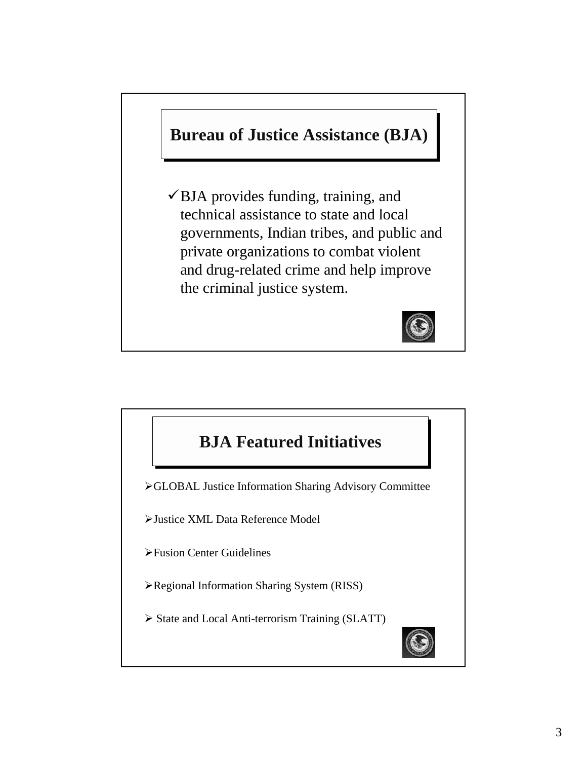## Bureau of Justice Assistance (BJA)

- ✓ BJA provides funding, training, and technical assistance to state and local governments, Indian tribes, and public and private organizations to combat violent and drug-related crime and help improve the criminal justice system.

## BJA Featured Initiatives

- GLOBAL Justice Information Sharing Advisory Committee
- Justice XML Data Reference Model
- Fusion Center Guidelines
- Regional Information Sharing System (RISS)
- State and Local Anti-terrorism Training (SLATT)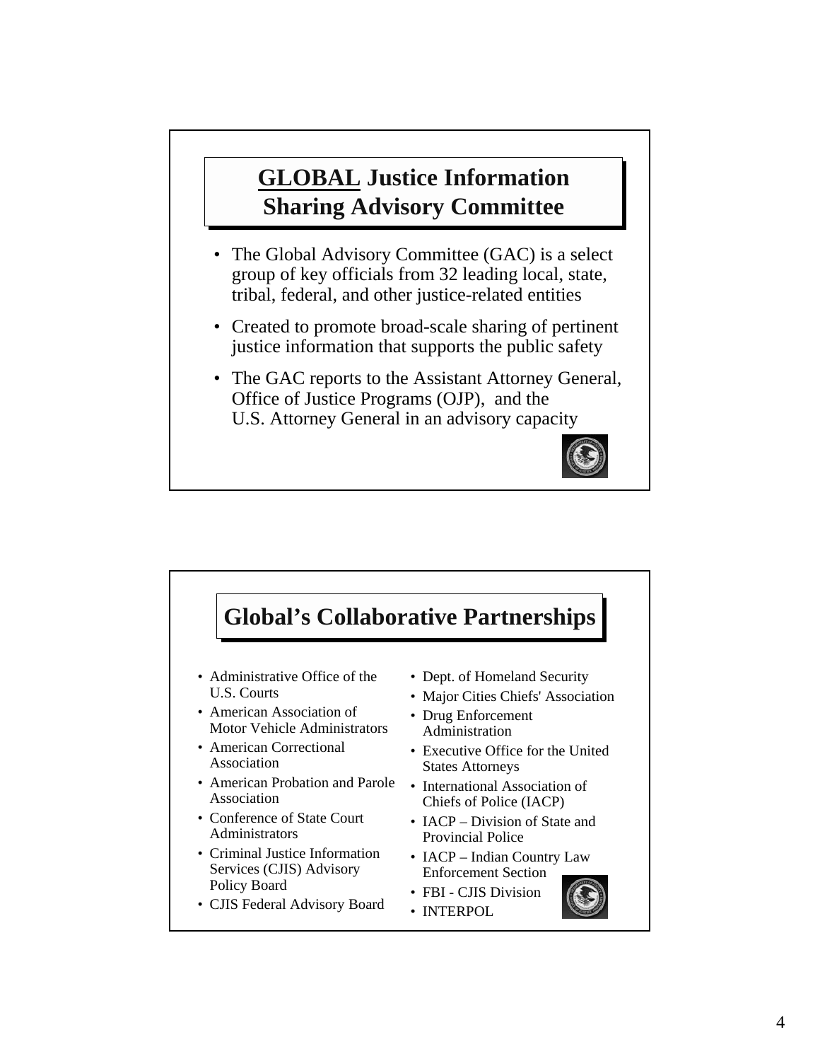## GLOBAL Justice Information Sharing Advisory Committee

- The Global Advisory Committee (GAC) is a select group of key officials from 32 leading local, state, tribal, federal, and other justice-related entities
- Created to promote broad-scale sharing of pertinent justice information that supports the public safety
- The GAC reports to the Assistant Attorney General, Office of Justice Programs (OJP), and the U.S. Attorney General in an advisory capacity

## Global's Collaborative Partnerships

- Administrative Office of the U.S. Courts
- American Association of Motor Vehicle Administrators
- American Correctional Association
- American Probation and Parole Association
- Conference of State Court Administrators
- Criminal Justice Information Services (CJIS) Advisory Policy Board
- CJIS Federal Advisory Board
- Dept. of Homeland Security
- Major Cities Chiefs' Association
- Drug Enforcement Administration
- Executive Office for the United States Attorneys
- International Association of Chiefs of Police (IACP)
- IACP – Division of State and Provincial Police
- IACP – Indian Country Law Enforcement Section
- FBI - CJIS Division
- INTERPOL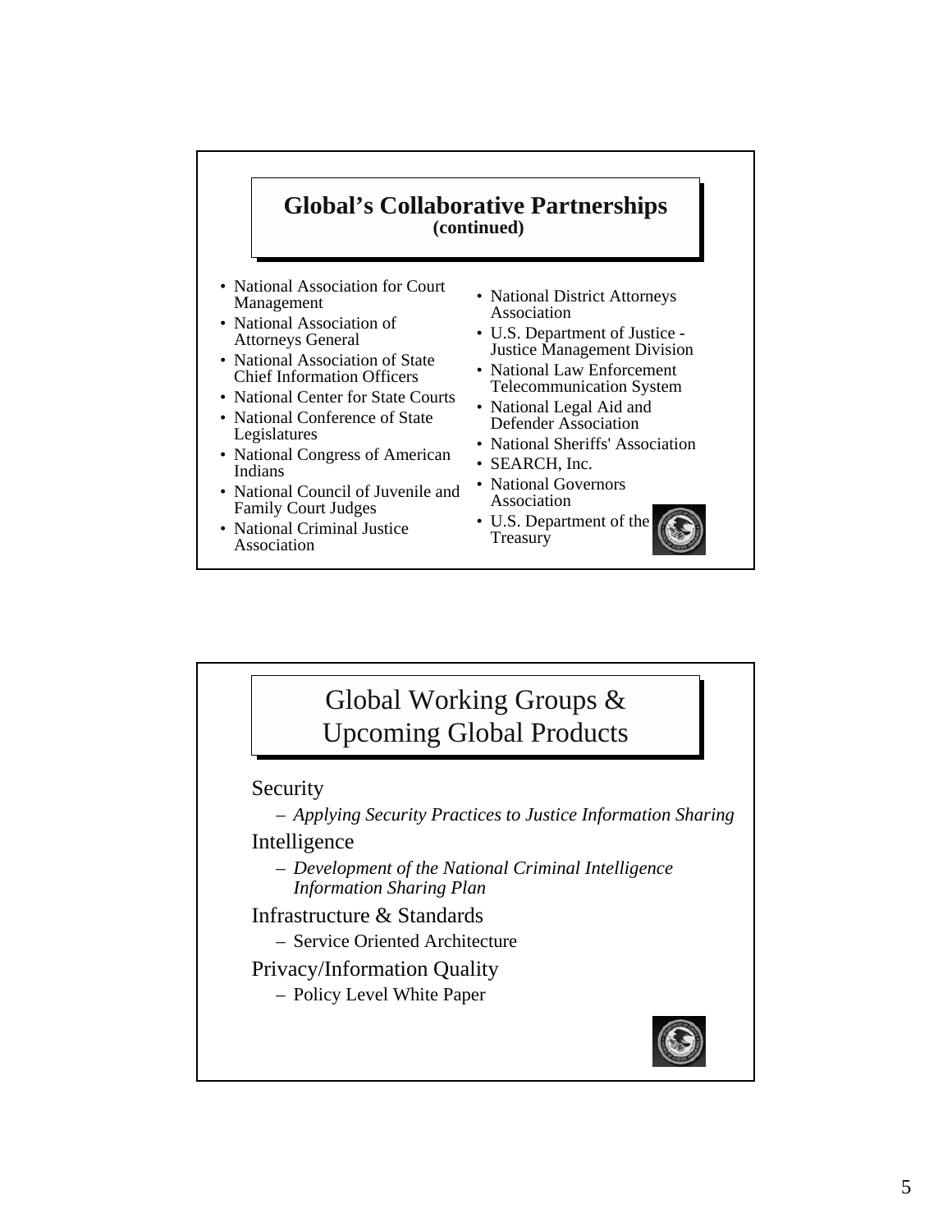## Global's Collaborative Partnerships (continued)

- National Association for Court Management
- National Association of Attorneys General
- National Association of State Chief Information Officers
- National Center for State Courts
- National Conference of State Legislatures
- National Congress of American Indians
- National Council of Juvenile and Family Court Judges
- National Criminal Justice Association
- National District Attorneys Association
- U.S. Department of Justice - Justice Management Division
- National Law Enforcement Telecommunication System
- National Legal Aid and Defender Association
- National Sheriffs' Association
- SEARCH, Inc.
- National Governors Association
- U.S. Department of the Treasury

## Global Working Groups & Upcoming Global Products

Security

- *Applying Security Practices to Justice Information Sharing*

Intelligence

- *Development of the National Criminal Intelligence Information Sharing Plan*

Infrastructure & Standards

- Service Oriented Architecture

Privacy/Information Quality

- Policy Level White Paper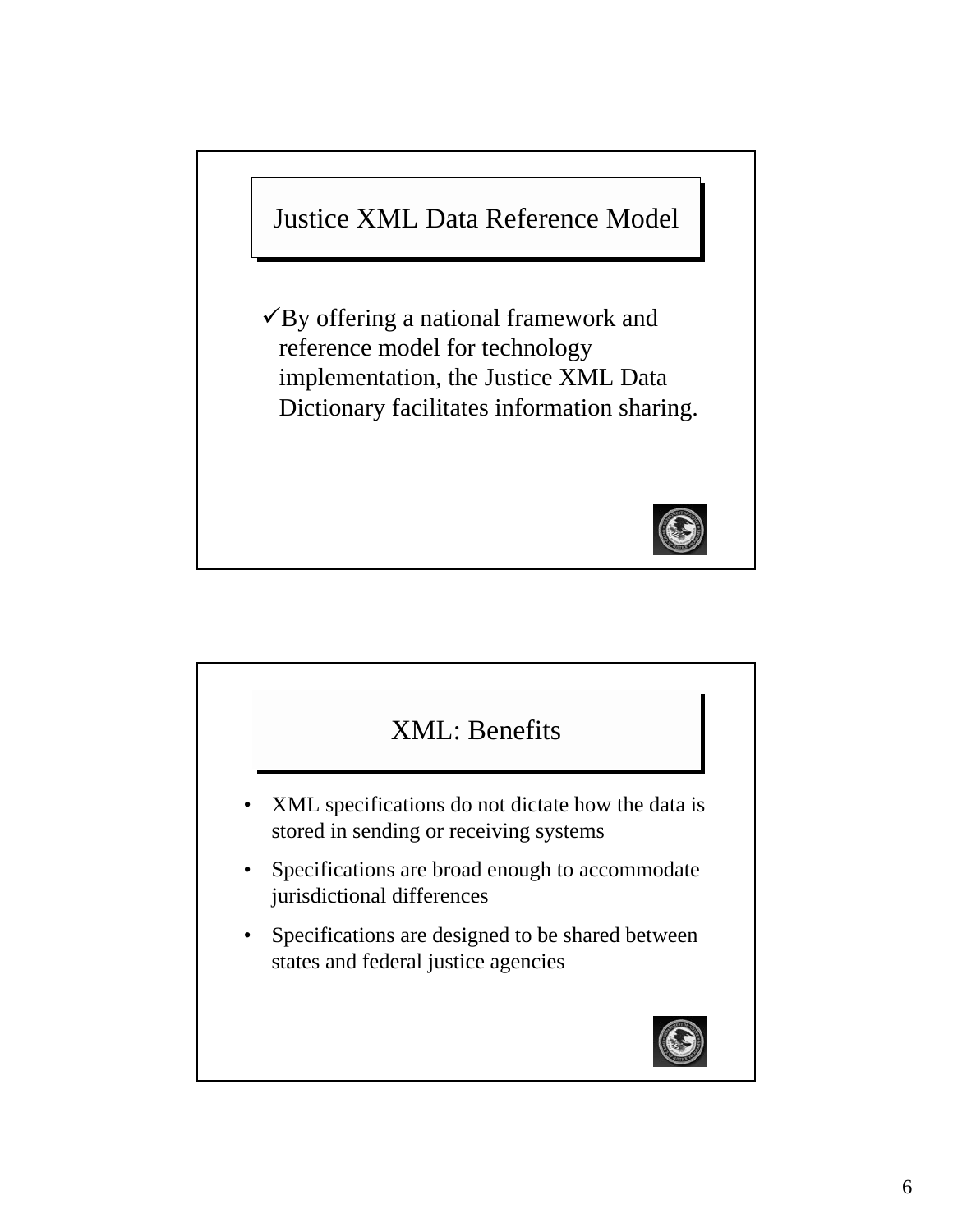## Justice XML Data Reference Model

✓By offering a national framework and reference model for technology implementation, the Justice XML Data Dictionary facilitates information sharing.

## XML: Benefits

- XML specifications do not dictate how the data is stored in sending or receiving systems
- Specifications are broad enough to accommodate jurisdictional differences
- Specifications are designed to be shared between states and federal justice agencies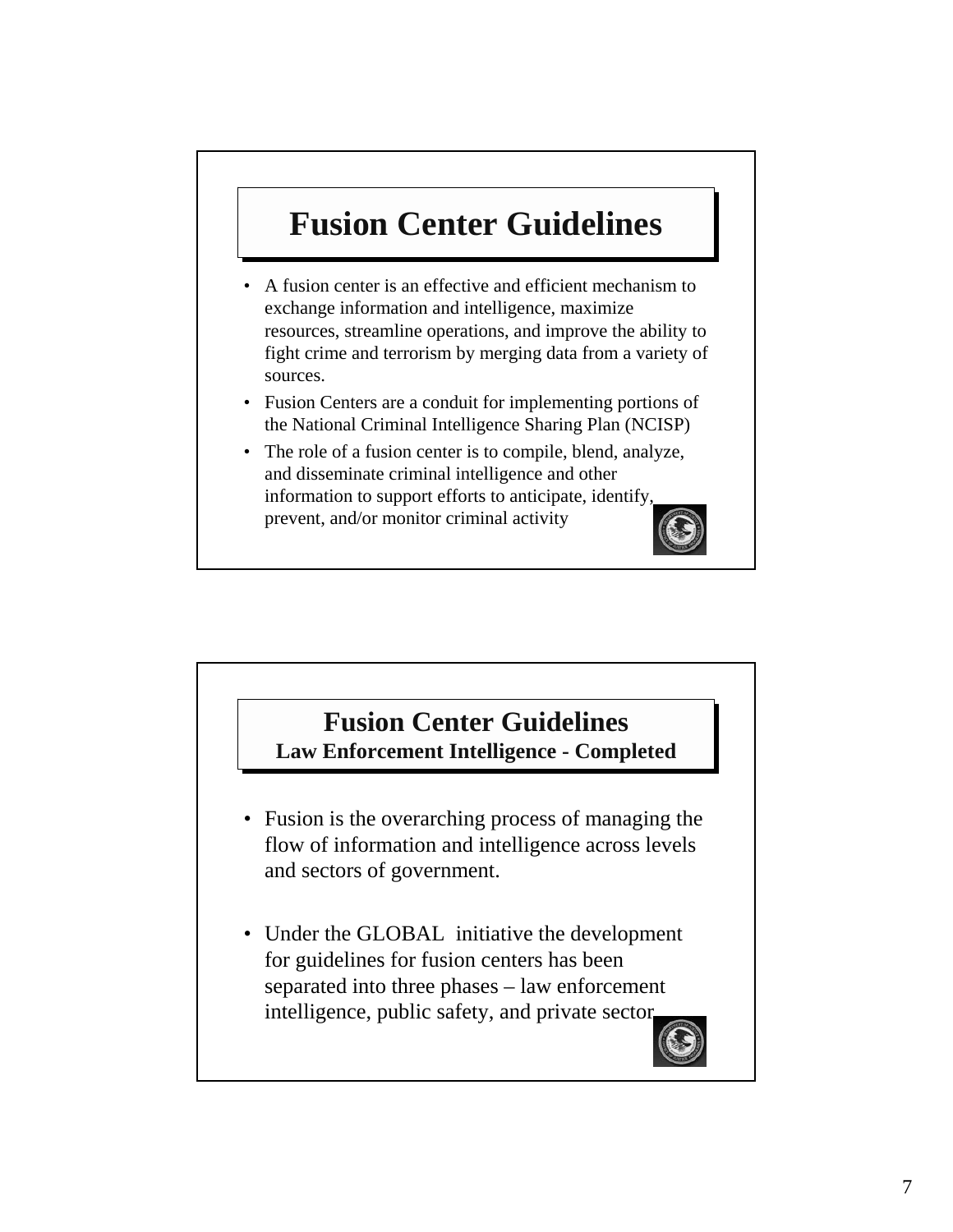# Fusion Center Guidelines

- A fusion center is an effective and efficient mechanism to exchange information and intelligence, maximize resources, streamline operations, and improve the ability to fight crime and terrorism by merging data from a variety of sources.
- Fusion Centers are a conduit for implementing portions of the National Criminal Intelligence Sharing Plan (NCISP)
- The role of a fusion center is to compile, blend, analyze, and disseminate criminal intelligence and other information to support efforts to anticipate, identify, prevent, and/or monitor criminal activity

# Fusion Center Guidelines

**Law Enforcement Intelligence - Completed**

- Fusion is the overarching process of managing the flow of information and intelligence across levels and sectors of government.
- Under the GLOBAL initiative the development for guidelines for fusion centers has been separated into three phases – law enforcement intelligence, public safety, and private sector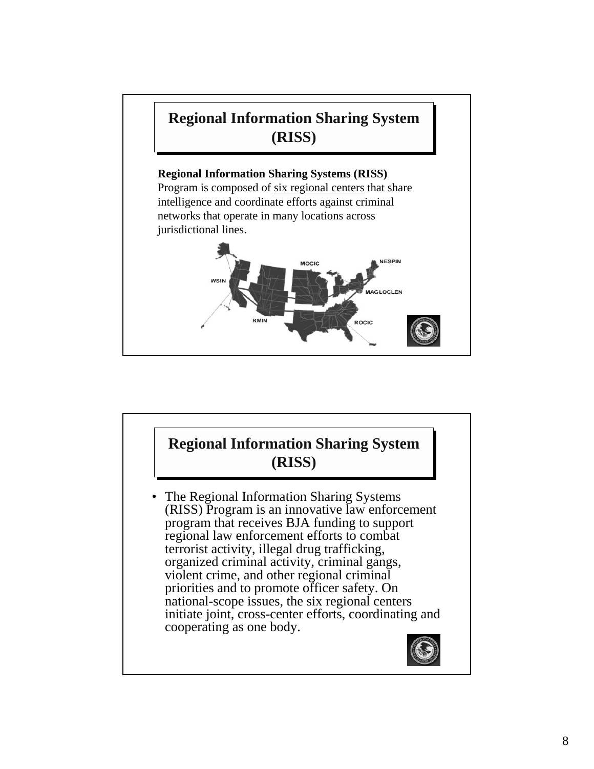## Regional Information Sharing System (RISS)

**Regional Information Sharing Systems (RISS)** Program is composed of six regional centers that share intelligence and coordinate efforts against criminal networks that operate in many locations across jurisdictional lines.

MOCIC, NESPIN, WSIN, MAGLOCLEN, RMIN, ROCIC

## Regional Information Sharing System (RISS)

- The Regional Information Sharing Systems (RISS) Program is an innovative law enforcement program that receives BJA funding to support regional law enforcement efforts to combat terrorist activity, illegal drug trafficking, organized criminal activity, criminal gangs, violent crime, and other regional criminal priorities and to promote officer safety. On national-scope issues, the six regional centers initiate joint, cross-center efforts, coordinating and cooperating as one body.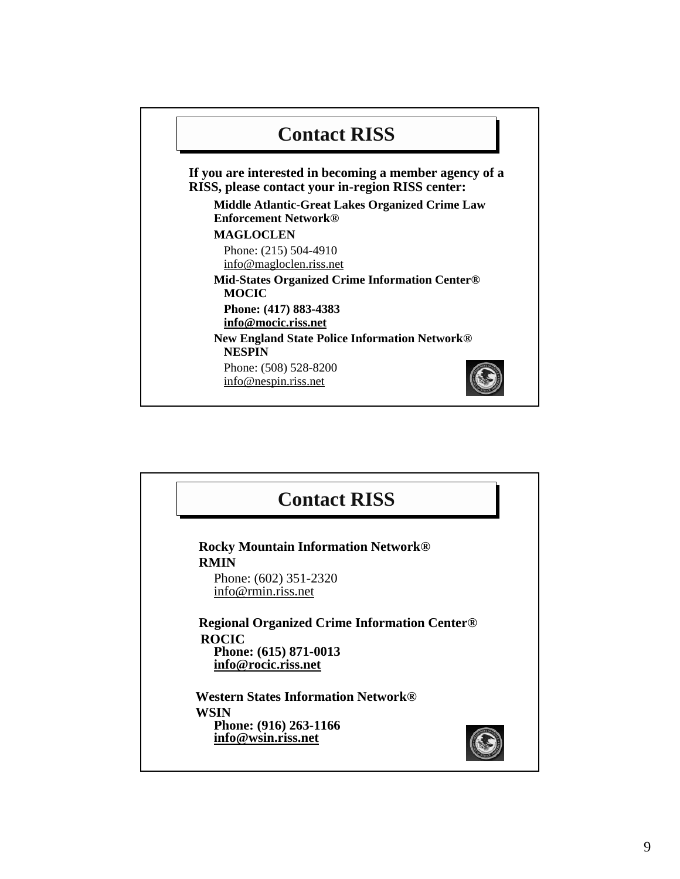## Contact RISS

**If you are interested in becoming a member agency of a RISS, please contact your in-region RISS center:**

**Middle Atlantic-Great Lakes Organized Crime Law Enforcement Network®**

**MAGLOCLEN**

Phone: (215) 504-4910
info@magloclen.riss.net

**Mid-States Organized Crime Information Center®**
**MOCIC**

**Phone: (417) 883-4383**
**info@mocic.riss.net**

**New England State Police Information Network®**
**NESPIN**

Phone: (508) 528-8200
info@nespin.riss.net

## Contact RISS

**Rocky Mountain Information Network®**
**RMIN**

Phone: (602) 351-2320
info@rmin.riss.net

**Regional Organized Crime Information Center®**
**ROCIC**
**Phone: (615) 871-0013**
**info@rocic.riss.net**

**Western States Information Network®**
**WSIN**
**Phone: (916) 263-1166**
**info@wsin.riss.net**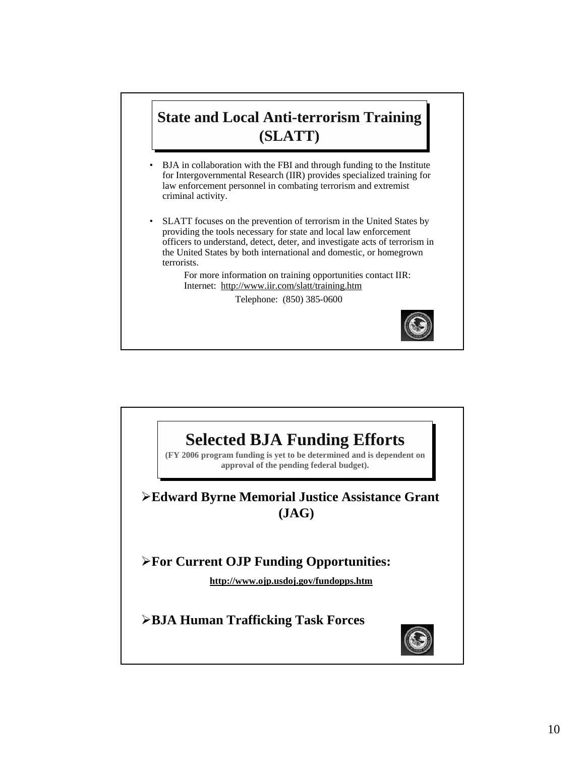## State and Local Anti-terrorism Training (SLATT)

- BJA in collaboration with the FBI and through funding to the Institute for Intergovernmental Research (IIR) provides specialized training for law enforcement personnel in combating terrorism and extremist criminal activity.
- SLATT focuses on the prevention of terrorism in the United States by providing the tools necessary for state and local law enforcement officers to understand, detect, deter, and investigate acts of terrorism in the United States by both international and domestic, or homegrown terrorists.

For more information on training opportunities contact IIR:
Internet: http://www.iir.com/slatt/training.htm

Telephone: (850) 385-0600

## Selected BJA Funding Efforts

**(FY 2006 program funding is yet to be determined and is dependent on approval of the pending federal budget).**

- **Edward Byrne Memorial Justice Assistance Grant (JAG)**
- **For Current OJP Funding Opportunities:**

  **http://www.ojp.usdoj.gov/fundopps.htm**

- **BJA Human Trafficking Task Forces**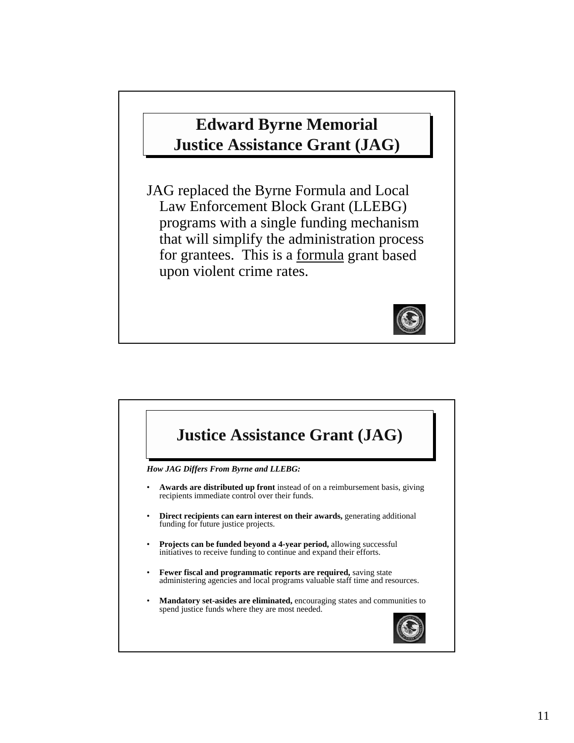## Edward Byrne Memorial Justice Assistance Grant (JAG)

JAG replaced the Byrne Formula and Local Law Enforcement Block Grant (LLEBG) programs with a single funding mechanism that will simplify the administration process for grantees. This is a formula grant based upon violent crime rates.

## Justice Assistance Grant (JAG)

***How JAG Differs From Byrne and LLEBG:***

- **Awards are distributed up front** instead of on a reimbursement basis, giving recipients immediate control over their funds.
- **Direct recipients can earn interest on their awards,** generating additional funding for future justice projects.
- **Projects can be funded beyond a 4-year period,** allowing successful initiatives to receive funding to continue and expand their efforts.
- **Fewer fiscal and programmatic reports are required,** saving state administering agencies and local programs valuable staff time and resources.
- **Mandatory set-asides are eliminated,** encouraging states and communities to spend justice funds where they are most needed.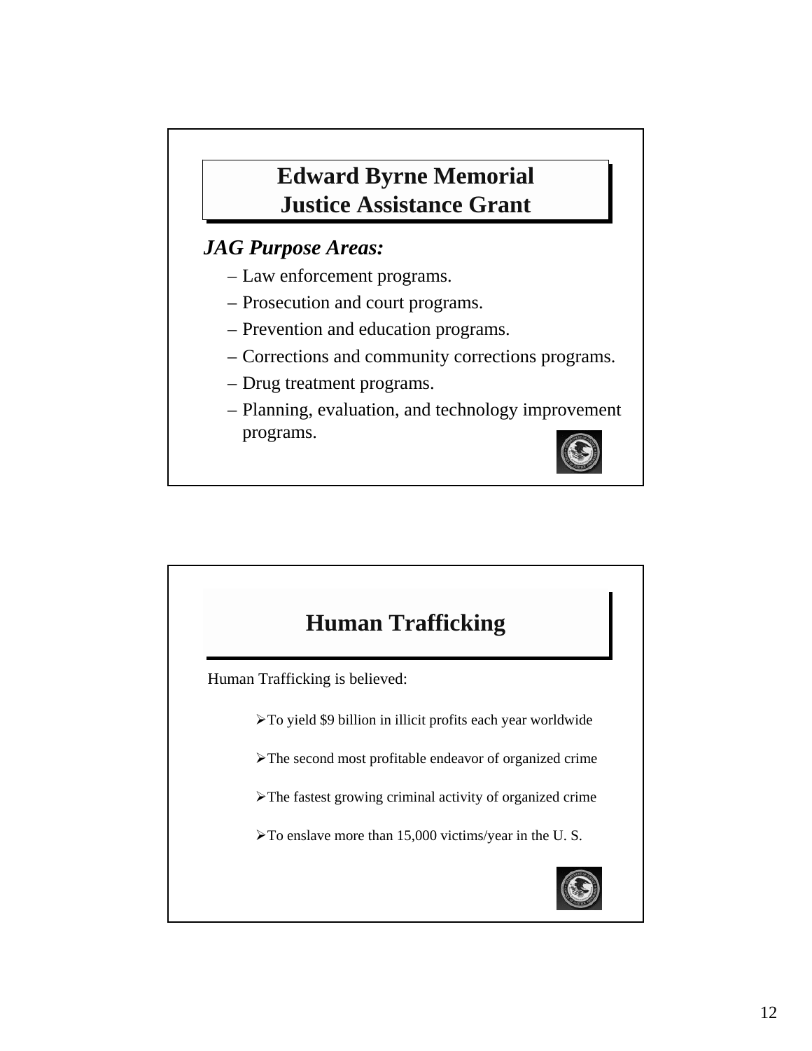## Edward Byrne Memorial Justice Assistance Grant

***JAG Purpose Areas:***

- Law enforcement programs.
- Prosecution and court programs.
- Prevention and education programs.
- Corrections and community corrections programs.
- Drug treatment programs.
- Planning, evaluation, and technology improvement programs.

## Human Trafficking

Human Trafficking is believed:

- To yield $9 billion in illicit profits each year worldwide
- The second most profitable endeavor of organized crime
- The fastest growing criminal activity of organized crime
- To enslave more than 15,000 victims/year in the U. S.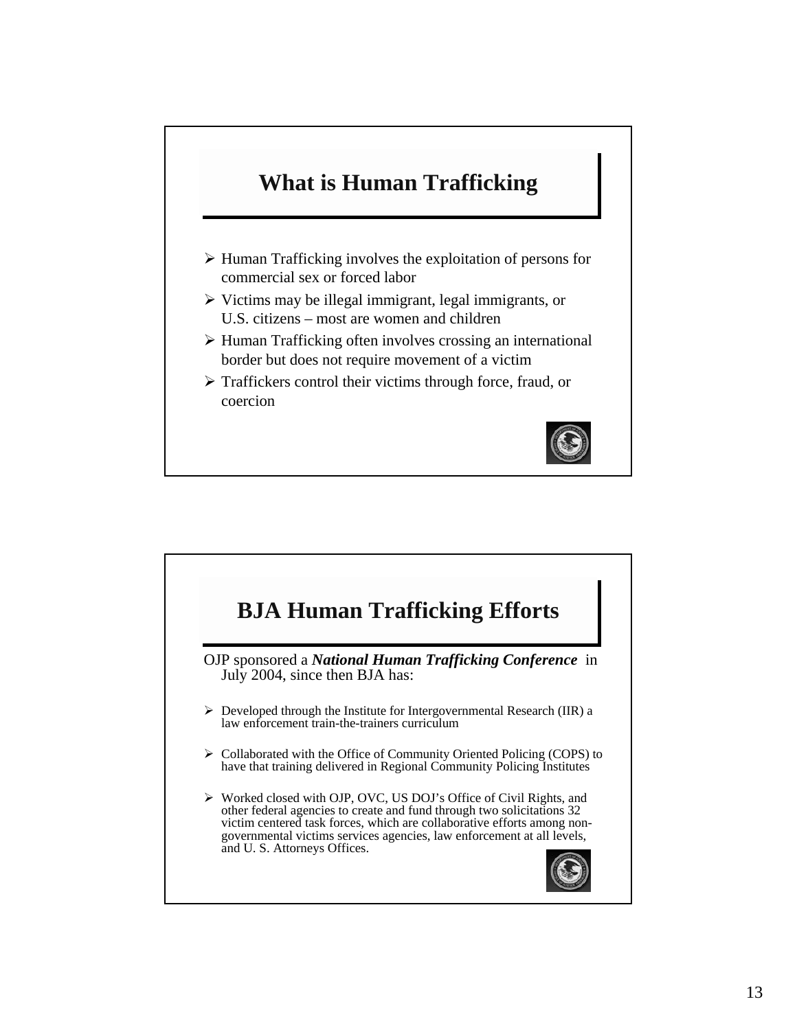## What is Human Trafficking

- Human Trafficking involves the exploitation of persons for commercial sex or forced labor
- Victims may be illegal immigrant, legal immigrants, or U.S. citizens – most are women and children
- Human Trafficking often involves crossing an international border but does not require movement of a victim
- Traffickers control their victims through force, fraud, or coercion

## BJA Human Trafficking Efforts

OJP sponsored a ***National Human Trafficking Conference*** in July 2004, since then BJA has:

- Developed through the Institute for Intergovernmental Research (IIR) a law enforcement train-the-trainers curriculum
- Collaborated with the Office of Community Oriented Policing (COPS) to have that training delivered in Regional Community Policing Institutes
- Worked closed with OJP, OVC, US DOJ's Office of Civil Rights, and other federal agencies to create and fund through two solicitations 32 victim centered task forces, which are collaborative efforts among non-governmental victims services agencies, law enforcement at all levels, and U. S. Attorneys Offices.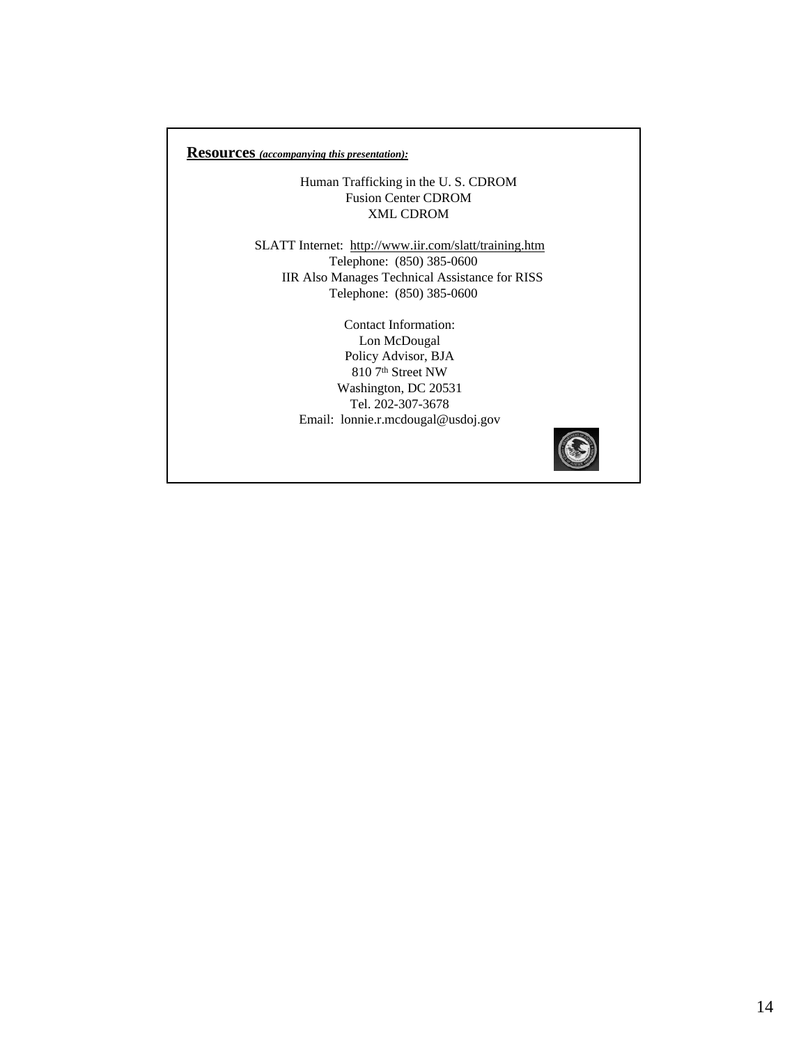**Resources** ***(accompanying this presentation):***

Human Trafficking in the U. S. CDROM
Fusion Center CDROM
XML CDROM

SLATT Internet: http://www.iir.com/slatt/training.htm
Telephone: (850) 385-0600
IIR Also Manages Technical Assistance for RISS
Telephone: (850) 385-0600

Contact Information:
Lon McDougal
Policy Advisor, BJA
810 7th Street NW
Washington, DC 20531
Tel. 202-307-3678
Email: lonnie.r.mcdougal@usdoj.gov